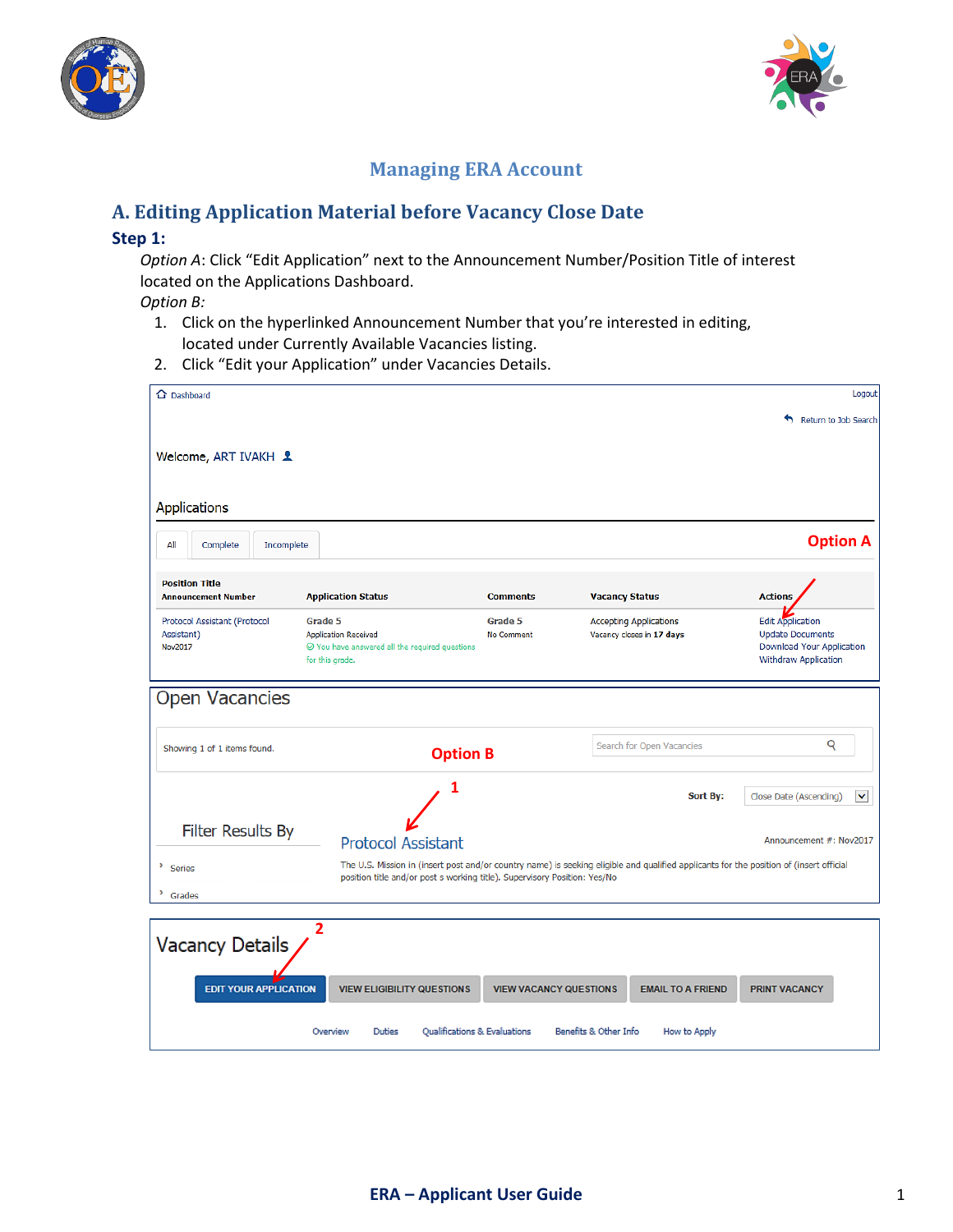# Managing ERA Account

## A. Editing Application Material before Vacancy Close Date

### Step 1:

*Option A*: Click "Edit Application" next to the Announcement Number/Position Title of interest located on the Applications Dashboard.

*Option B:*

1. Click on the hyperlinked Announcement Number that you're interested in editing, located under Currently Available Vacancies listing.
2. Click "Edit your Application" under Vacancies Details.

Dashboard  Logout

Return to Job Search

Welcome, ART IVAKH

Applications

All | Complete | Incomplete

**Option A**

| Position Title<br>Announcement Number | Application Status | Comments | Vacancy Status | Actions |
|---|---|---|---|---|
| Protocol Assistant (Protocol Assistant)<br>Nov2017 | Grade 5<br>Application Received<br>You have answered all the required questions for this grade. | Grade 5<br>No Comment | Accepting Applications<br>Vacancy closes in **17** days | Edit Application<br>Update Documents<br>Download Your Application<br>Withdraw Application |

Open Vacancies

Showing 1 of 1 items found.

**Option B**

Search for Open Vacancies

**1**

Sort By: Close Date (Ascending)

Filter Results By

- Series
- Grades

Protocol Assistant

Announcement #: Nov2017

The U.S. Mission in (insert post and/or country name) is seeking eligible and qualified applicants for the position of (insert official position title and/or post s working title). Supervisory Position: Yes/No

Vacancy Details

**2**

EDIT YOUR APPLICATION | VIEW ELIGIBILITY QUESTIONS | VIEW VACANCY QUESTIONS | EMAIL TO A FRIEND | PRINT VACANCY

Overview | Duties | Qualifications & Evaluations | Benefits & Other Info | How to Apply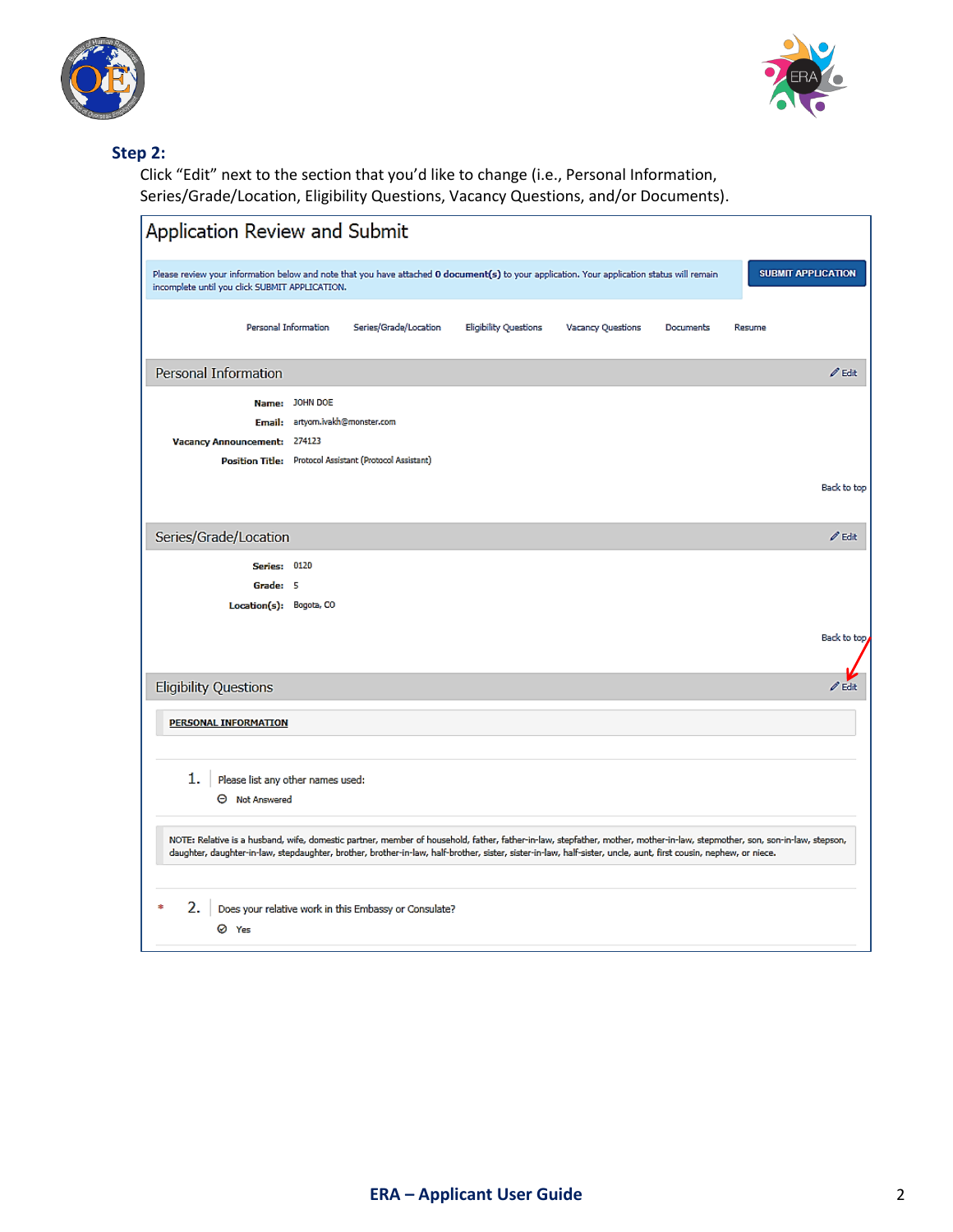### Step 2:

Click "Edit" next to the section that you'd like to change (i.e., Personal Information, Series/Grade/Location, Eligibility Questions, Vacancy Questions, and/or Documents).

## Application Review and Submit

Please review your information below and note that you have attached **0 document(s)** to your application. Your application status will remain incomplete until you click SUBMIT APPLICATION.

**SUBMIT APPLICATION**

Personal Information | Series/Grade/Location | Eligibility Questions | Vacancy Questions | Documents | Resume

### Personal Information

Edit

**Name:** JOHN DOE

**Email:** artyom.ivakh@monster.com

**Vacancy Announcement:** 274123

**Position Title:** Protocol Assistant (Protocol Assistant)

Back to top

### Series/Grade/Location

Edit

**Series:** 0120

**Grade:** 5

**Location(s):** Bogota, CO

Back to top

### Eligibility Questions

Edit

**PERSONAL INFORMATION**

1. Please list any other names used:

   Not Answered

NOTE: Relative is a husband, wife, domestic partner, member of household, father, father-in-law, stepfather, mother, mother-in-law, stepmother, son, son-in-law, stepson, daughter, daughter-in-law, stepdaughter, brother, brother-in-law, half-brother, sister, sister-in-law, half-sister, uncle, aunt, first cousin, nephew, or niece.

\* 2. Does your relative work in this Embassy or Consulate?

   Yes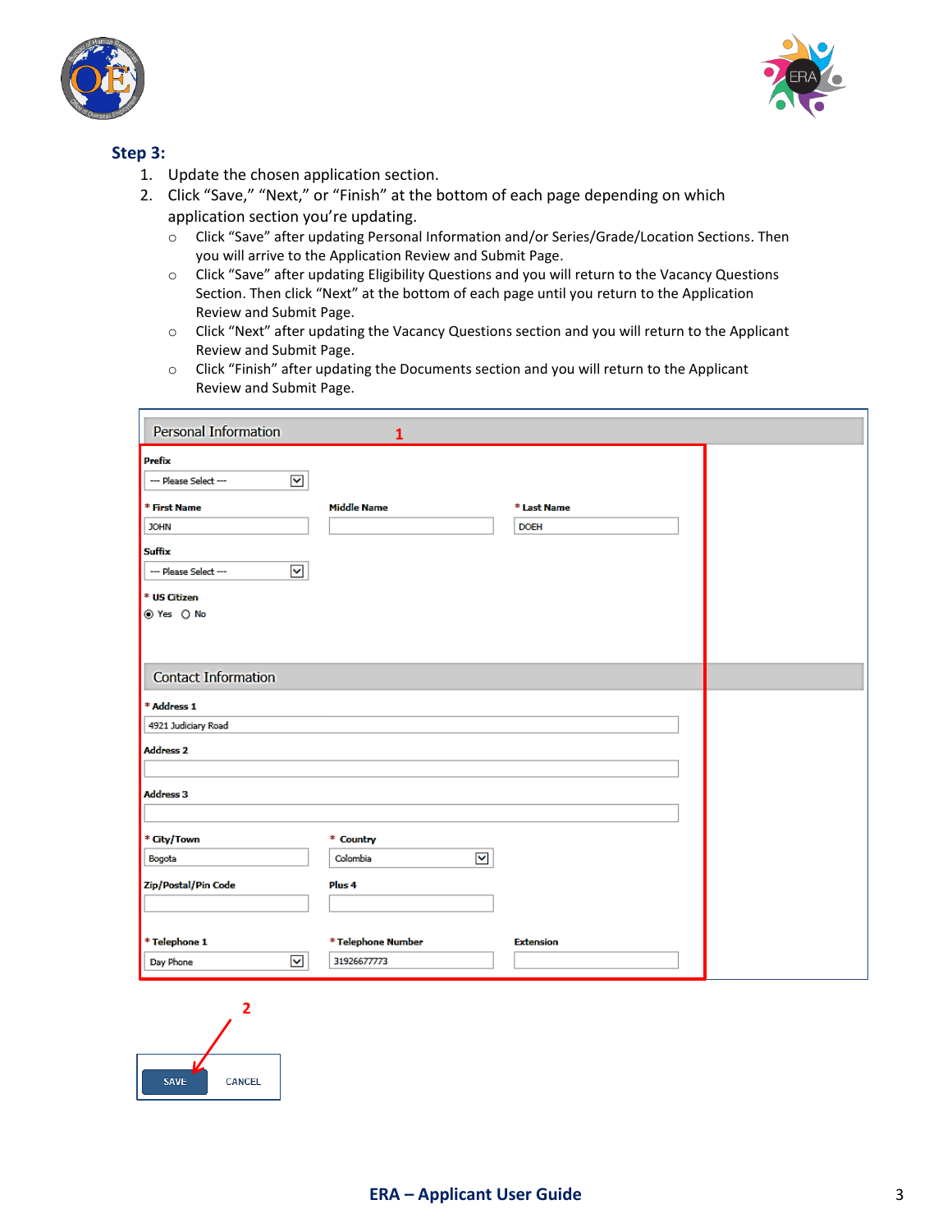## Step 3:

1. Update the chosen application section.
2. Click "Save," "Next," or "Finish" at the bottom of each page depending on which application section you're updating.
   - Click "Save" after updating Personal Information and/or Series/Grade/Location Sections. Then you will arrive to the Application Review and Submit Page.
   - Click "Save" after updating Eligibility Questions and you will return to the Vacancy Questions Section. Then click "Next" at the bottom of each page until you return to the Application Review and Submit Page.
   - Click "Next" after updating the Vacancy Questions section and you will return to the Applicant Review and Submit Page.
   - Click "Finish" after updating the Documents section and you will return to the Applicant Review and Submit Page.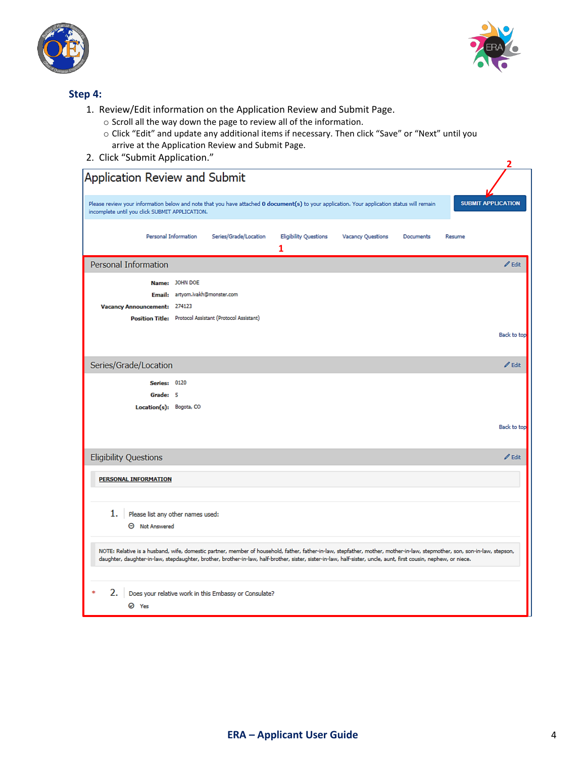## Step 4:

1. Review/Edit information on the Application Review and Submit Page.
   - Scroll all the way down the page to review all of the information.
   - Click "Edit" and update any additional items if necessary. Then click "Save" or "Next" until you arrive at the Application Review and Submit Page.
2. Click "Submit Application."

**Application Review and Submit**

Please review your information below and note that you have attached **0 document(s)** to your application. Your application status will remain incomplete until you click SUBMIT APPLICATION.

**SUBMIT APPLICATION**

Personal Information | Series/Grade/Location | Eligibility Questions | Vacancy Questions | Documents | Resume

**Personal Information** — Edit

- **Name:** JOHN DOE
- **Email:** artyom.ivakh@monster.com
- **Vacancy Announcement:** 274123
- **Position Title:** Protocol Assistant (Protocol Assistant)

Back to top

**Series/Grade/Location** — Edit

- **Series:** 0120
- **Grade:** 5
- **Location(s):** Bogota, CO

Back to top

**Eligibility Questions** — Edit

**PERSONAL INFORMATION**

1. Please list any other names used:
   Not Answered

NOTE: Relative is a husband, wife, domestic partner, member of household, father, father-in-law, stepfather, mother, mother-in-law, stepmother, son, son-in-law, stepson, daughter, daughter-in-law, stepdaughter, brother, brother-in-law, half-brother, sister, sister-in-law, half-sister, uncle, aunt, first cousin, nephew, or niece.

2. * Does your relative work in this Embassy or Consulate?
   Yes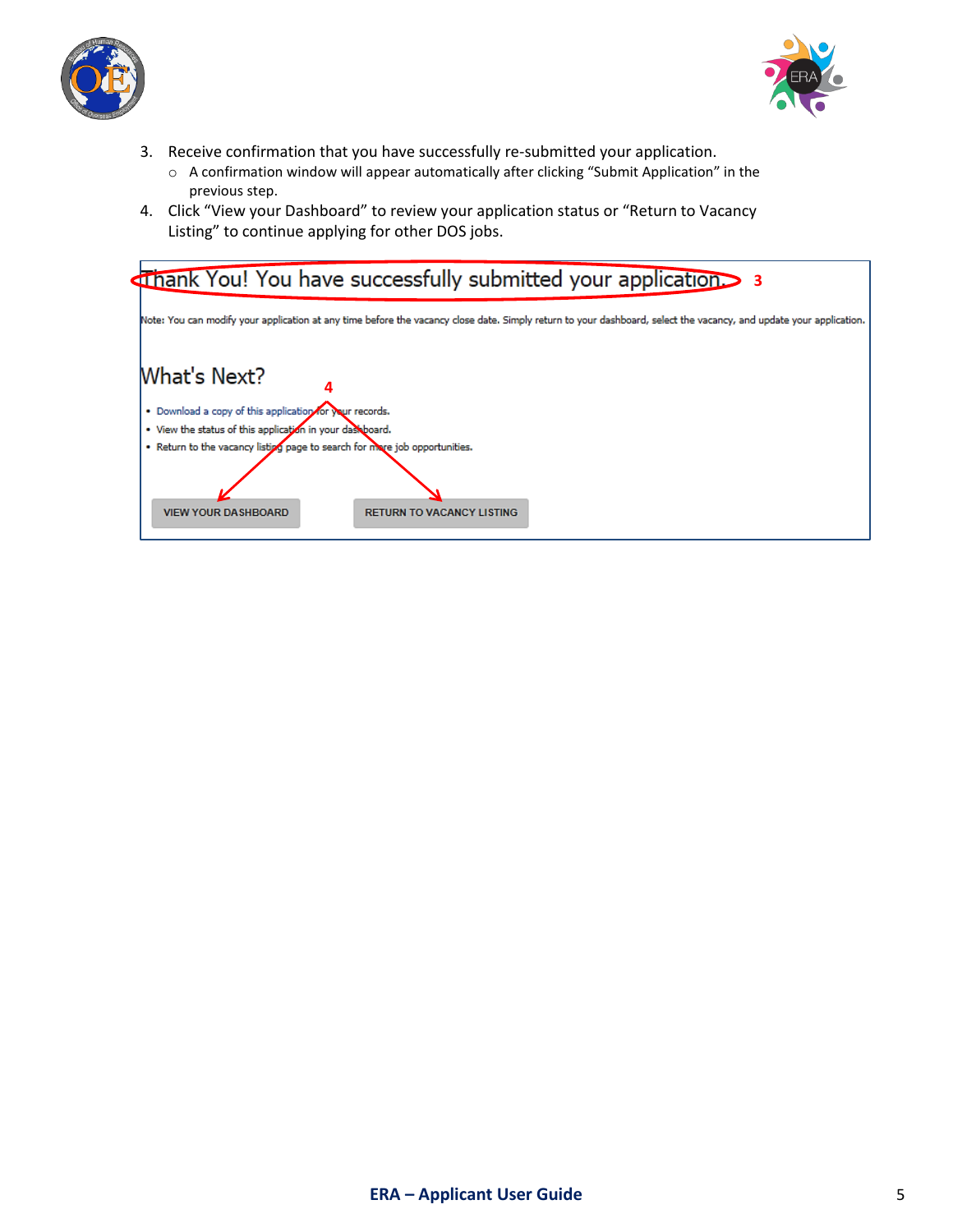3. Receive confirmation that you have successfully re-submitted your application.
   - A confirmation window will appear automatically after clicking “Submit Application” in the previous step.
4. Click “View your Dashboard” to review your application status or “Return to Vacancy Listing” to continue applying for other DOS jobs.

Thank You! You have successfully submitted your application. 3

Note: You can modify your application at any time before the vacancy close date. Simply return to your dashboard, select the vacancy, and update your application.

What's Next? 4

- Download a copy of this application for your records.
- View the status of this application in your dashboard.
- Return to the vacancy listing page to search for more job opportunities.

VIEW YOUR DASHBOARD RETURN TO VACANCY LISTING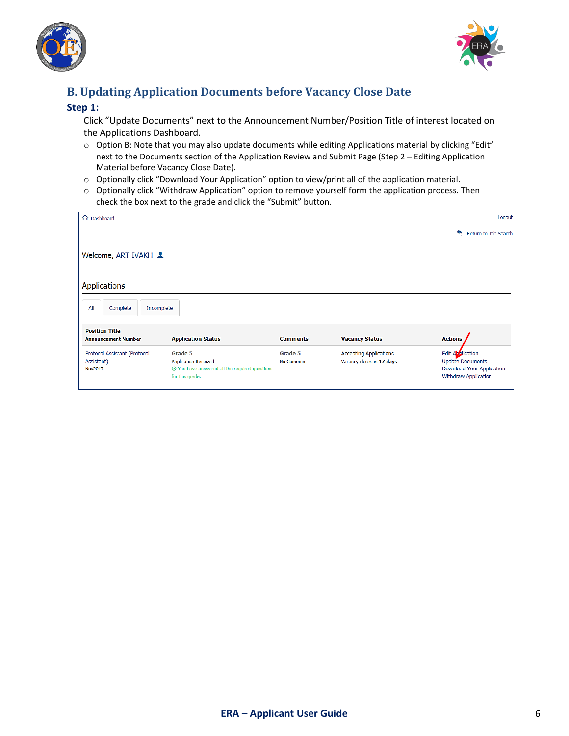## B. Updating Application Documents before Vacancy Close Date

### Step 1:

Click “Update Documents” next to the Announcement Number/Position Title of interest located on the Applications Dashboard.

- Option B: Note that you may also update documents while editing Applications material by clicking “Edit” next to the Documents section of the Application Review and Submit Page (Step 2 – Editing Application Material before Vacancy Close Date).
- Optionally click “Download Your Application” option to view/print all of the application material.
- Optionally click “Withdraw Application” option to remove yourself form the application process. Then check the box next to the grade and click the “Submit” button.

Dashboard | Logout

Return to Job Search

Welcome, ART IVAKH

Applications

All | Complete | Incomplete

| Position Title Announcement Number | Application Status | Comments | Vacancy Status | Actions |
|---|---|---|---|---|
| Protocol Assistant (Protocol Assistant) Nov2017 | Grade 5 Application Received You have answered all the required questions for this grade. | Grade 5 No Comment | Accepting Applications Vacancy closes in **17 days** | Edit Application Update Documents Download Your Application Withdraw Application |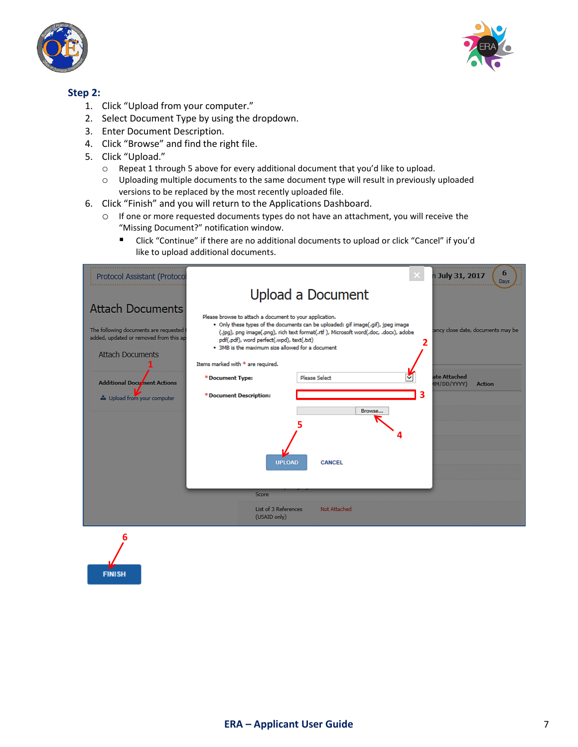### Step 2:

1. Click "Upload from your computer."
2. Select Document Type by using the dropdown.
3. Enter Document Description.
4. Click "Browse" and find the right file.
5. Click "Upload."
   - Repeat 1 through 5 above for every additional document that you'd like to upload.
   - Uploading multiple documents to the same document type will result in previously uploaded versions to be replaced by the most recently uploaded file.
6. Click "Finish" and you will return to the Applications Dashboard.
   - If one or more requested documents types do not have an attachment, you will receive the "Missing Document?" notification window.
     - Click "Continue" if there are no additional documents to upload or click "Cancel" if you'd like to upload additional documents.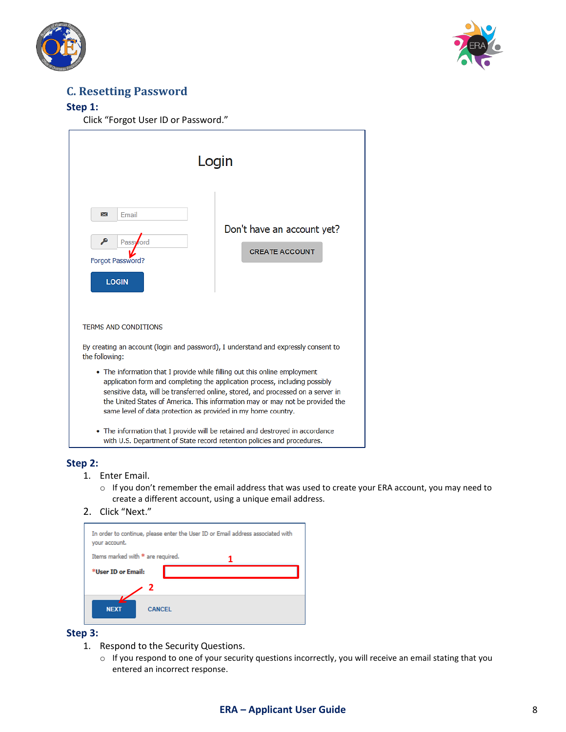## C. Resetting Password

**Step 1:**

Click "Forgot User ID or Password."

Login

Email

Password

Forgot Password?

LOGIN

Don't have an account yet?

CREATE ACCOUNT

TERMS AND CONDITIONS

By creating an account (login and password), I understand and expressly consent to the following:

- The information that I provide while filling out this online employment application form and completing the application process, including possibly sensitive data, will be transferred online, stored, and processed on a server in the United States of America. This information may or may not be provided the same level of data protection as provided in my home country.
- The information that I provide will be retained and destroyed in accordance with U.S. Department of State record retention policies and procedures.

**Step 2:**

1. Enter Email.
   - If you don't remember the email address that was used to create your ERA account, you may need to create a different account, using a unique email address.
2. Click "Next."

In order to continue, please enter the User ID or Email address associated with your account.

Items marked with * are required.

*User ID or Email:

NEXT CANCEL

**Step 3:**

1. Respond to the Security Questions.
   - If you respond to one of your security questions incorrectly, you will receive an email stating that you entered an incorrect response.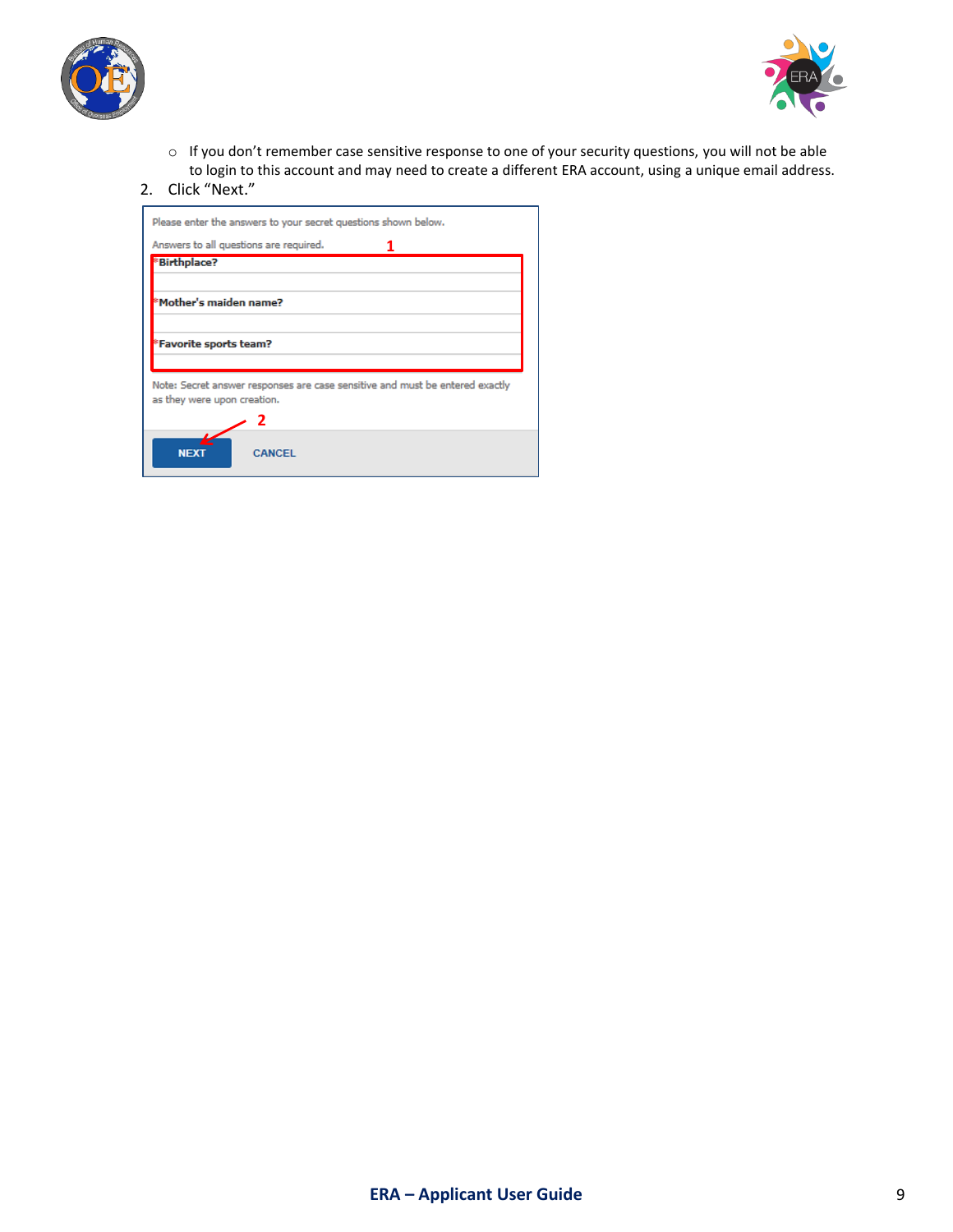- If you don't remember case sensitive response to one of your security questions, you will not be able to login to this account and may need to create a different ERA account, using a unique email address.

2. Click "Next."

Please enter the answers to your secret questions shown below.

Answers to all questions are required.

*Birthplace?

*Mother's maiden name?

*Favorite sports team?

Note: Secret answer responses are case sensitive and must be entered exactly as they were upon creation.

NEXT CANCEL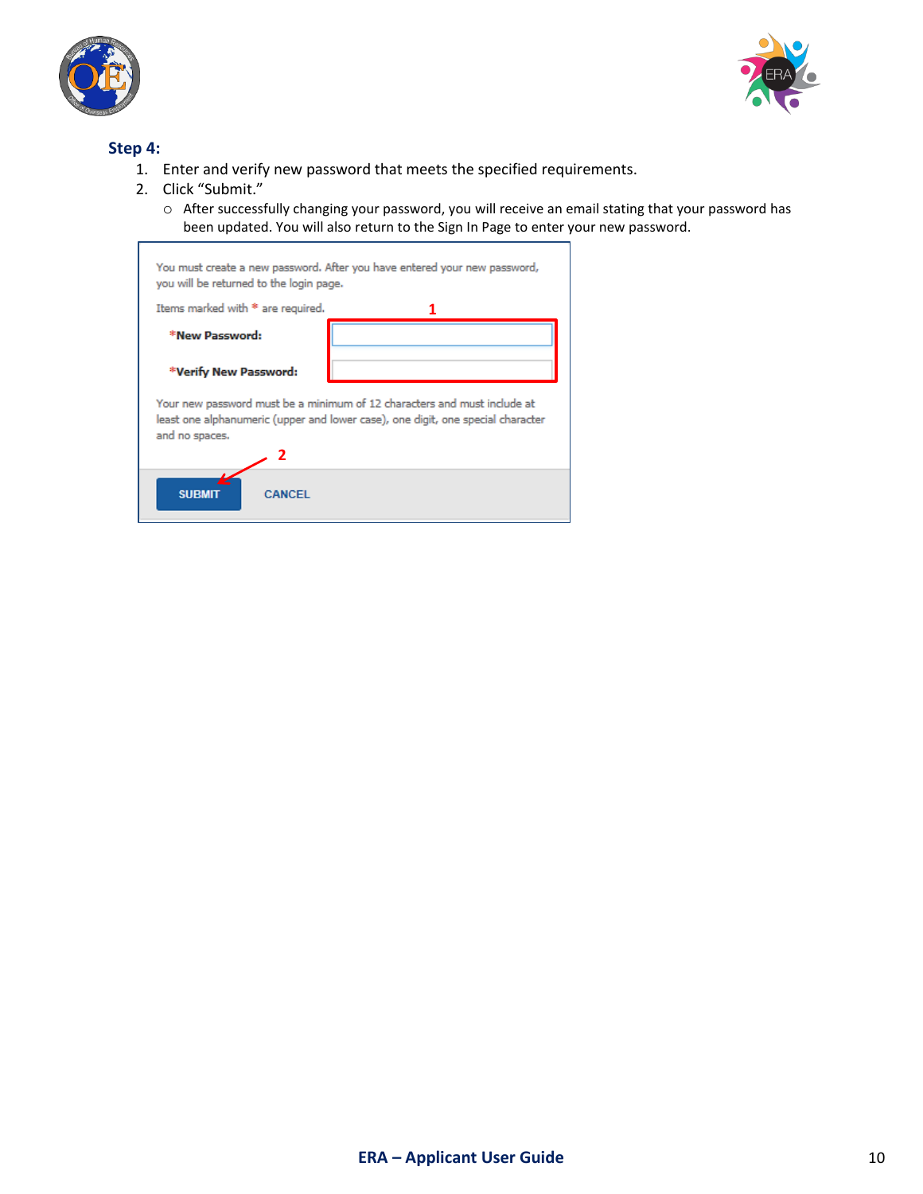### Step 4:

1. Enter and verify new password that meets the specified requirements.
2. Click "Submit."
   - After successfully changing your password, you will receive an email stating that your password has been updated. You will also return to the Sign In Page to enter your new password.

You must create a new password. After you have entered your new password, you will be returned to the login page.

Items marked with * are required.

1

*New Password:

*Verify New Password:

Your new password must be a minimum of 12 characters and must include at least one alphanumeric (upper and lower case), one digit, one special character and no spaces.

2

SUBMIT CANCEL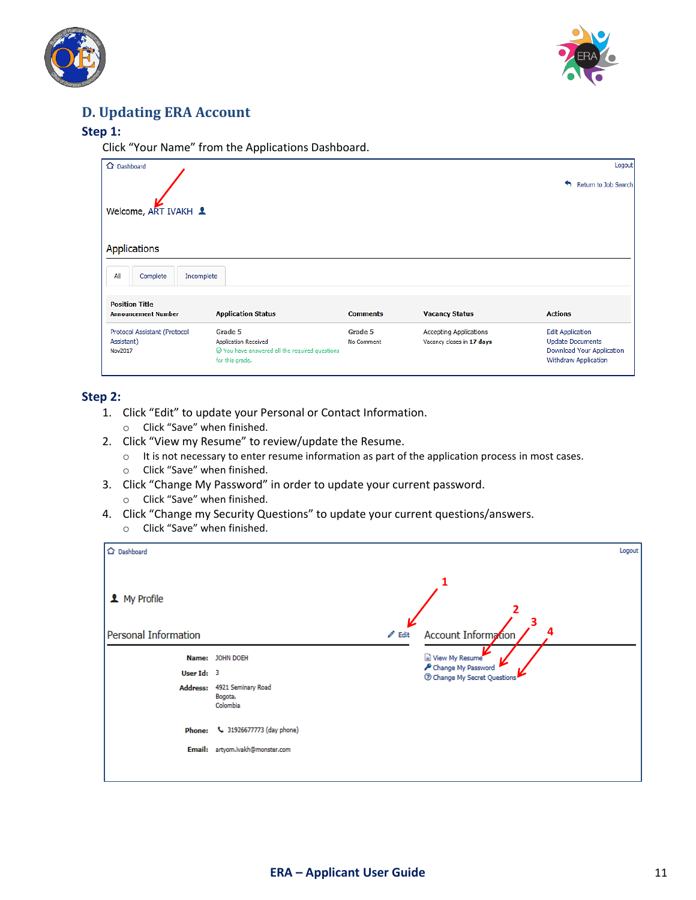## D. Updating ERA Account

### Step 1:

Click “Your Name” from the Applications Dashboard.

Dashboard

Logout

Return to Job Search

Welcome, ART IVAKH

Applications

All | Complete | Incomplete

| Position Title Announcement Number | Application Status | Comments | Vacancy Status | Actions |
|---|---|---|---|---|
| Protocol Assistant (Protocol Assistant) Nov2017 | Grade 5 Application Received You have answered all the required questions for this grade. | Grade 5 No Comment | Accepting Applications Vacancy closes in 17 days | Edit Application Update Documents Download Your Application Withdraw Application |

### Step 2:

1. Click “Edit” to update your Personal or Contact Information.
   - Click “Save” when finished.
2. Click “View my Resume” to review/update the Resume.
   - It is not necessary to enter resume information as part of the application process in most cases.
   - Click “Save” when finished.
3. Click “Change My Password” in order to update your current password.
   - Click “Save” when finished.
4. Click “Change my Security Questions” to update your current questions/answers.
   - Click “Save” when finished.

Dashboard

Logout

My Profile

Personal Information — Edit (1)

Name: JOHN DOEH

User Id: 3

Address: 4921 Seminary Road Bogota, Colombia

Phone: 31926677773 (day phone)

Email: artyom.ivakh@monster.com

Account Information

- View My Resume (2)
- Change My Password (3)
- Change My Secret Questions (4)